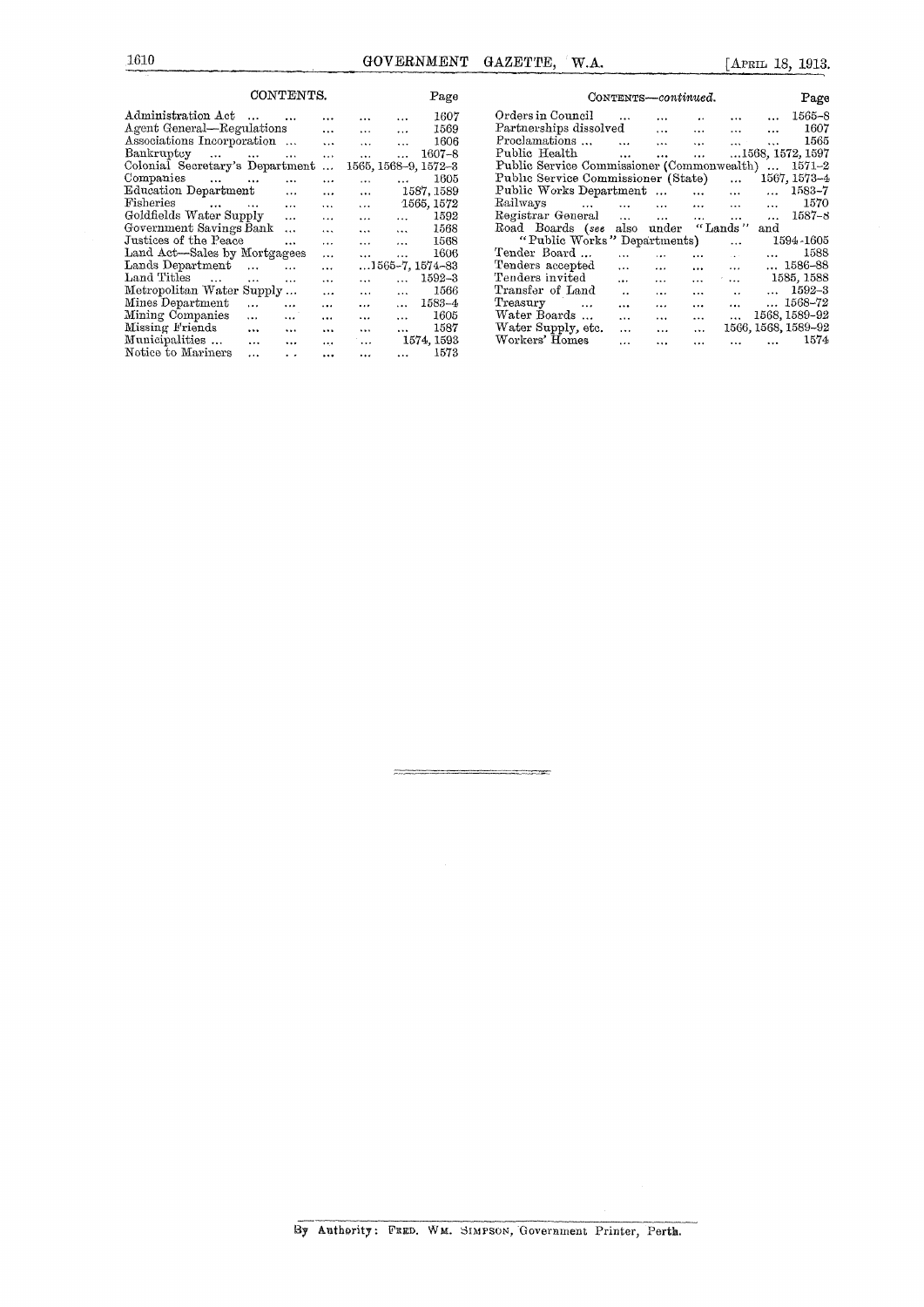## CONTENTS.

| | Page |
|---|---|
| Administration Act | 1607 |
| Agent General—Regulations | 1569 |
| Associations Incorporation | 1606 |
| Bankruptcy | 1607–8 |
| Colonial Secretary's Department | 1565, 1568–9, 1572–3 |
| Companies | 1605 |
| Education Department | 1587, 1589 |
| Fisheries | 1565, 1572 |
| Goldfields Water Supply | 1592 |
| Government Savings Bank | 1568 |
| Justices of the Peace | 1568 |
| Land Act—Sales by Mortgagees | 1606 |
| Lands Department | 1565–7, 1574–83 |
| Land Titles | 1592–3 |
| Metropolitan Water Supply | 1566 |
| Mines Department | 1583–4 |
| Mining Companies | 1605 |
| Missing Friends | 1587 |
| Municipalities | 1574, 1593 |
| Notice to Mariners | 1573 |
| Orders in Council | 1565–8 |
| Partnerships dissolved | 1607 |
| Proclamations | 1565 |
| Public Health | 1568, 1572, 1597 |
| Public Service Commissioner (Commonwealth) | 1571–2 |
| Public Service Commissioner (State) | 1567, 1573–4 |
| Public Works Department | 1583–7 |
| Railways | 1570 |
| Registrar General | 1587–8 |
| Road Boards (*see* also under "Lands" and "Public Works" Departments) | 1594-1605 |
| Tender Board | 1588 |
| Tenders accepted | 1586–88 |
| Tenders invited | 1585, 1588 |
| Transfer of Land | 1592–3 |
| Treasury | 1568–72 |
| Water Boards | 1568, 1589–92 |
| Water Supply, etc. | 1566, 1568, 1589–92 |
| Workers' Homes | 1574 |

By Authority: FRED. WM. SIMPSON, Government Printer, Perth.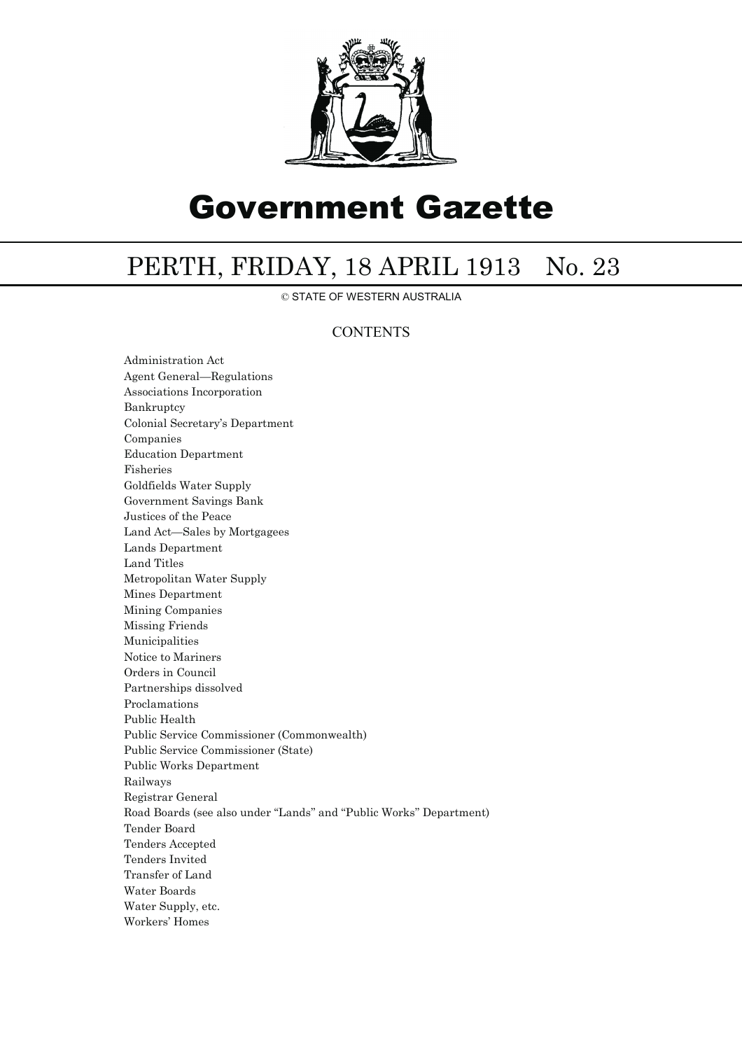# Government Gazette

# PERTH, FRIDAY, 18 APRIL 1913 No. 23

© STATE OF WESTERN AUSTRALIA

## CONTENTS

Administration Act
Agent General—Regulations
Associations Incorporation
Bankruptcy
Colonial Secretary's Department
Companies
Education Department
Fisheries
Goldfields Water Supply
Government Savings Bank
Justices of the Peace
Land Act—Sales by Mortgagees
Lands Department
Land Titles
Metropolitan Water Supply
Mines Department
Mining Companies
Missing Friends
Municipalities
Notice to Mariners
Orders in Council
Partnerships dissolved
Proclamations
Public Health
Public Service Commissioner (Commonwealth)
Public Service Commissioner (State)
Public Works Department
Railways
Registrar General
Road Boards (see also under "Lands" and "Public Works" Department)
Tender Board
Tenders Accepted
Tenders Invited
Transfer of Land
Water Boards
Water Supply, etc.
Workers' Homes